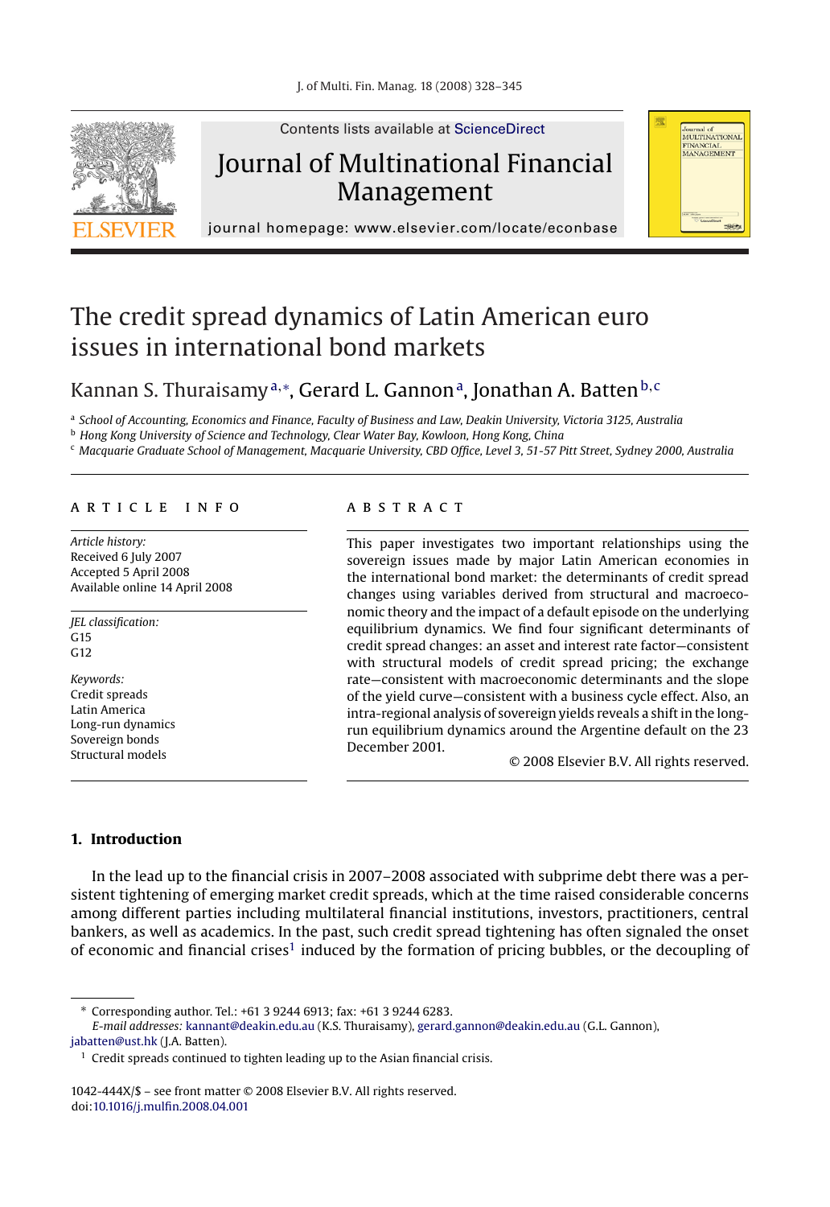Contents lists available at ScienceDirect

# Journal of Multinational Financial Management

journal homepage: www.elsevier.com/locate/econbase

# The credit spread dynamics of Latin American euro issues in international bond markets

Kannan S. Thuraisamy[a,*], Gerard L. Gannon[a], Jonathan A. Batten[b,c]

[a] School of Accounting, Economics and Finance, Faculty of Business and Law, Deakin University, Victoria 3125, Australia

[b] Hong Kong University of Science and Technology, Clear Water Bay, Kowloon, Hong Kong, China

[c] Macquarie Graduate School of Management, Macquarie University, CBD Office, Level 3, 51-57 Pitt Street, Sydney 2000, Australia

## ARTICLE INFO

*Article history:*
Received 6 July 2007
Accepted 5 April 2008
Available online 14 April 2008

*JEL classification:*
G15
G12

*Keywords:*
Credit spreads
Latin America
Long-run dynamics
Sovereign bonds
Structural models

## ABSTRACT

This paper investigates two important relationships using the sovereign issues made by major Latin American economies in the international bond market: the determinants of credit spread changes using variables derived from structural and macroeconomic theory and the impact of a default episode on the underlying equilibrium dynamics. We find four significant determinants of credit spread changes: an asset and interest rate factor—consistent with structural models of credit spread pricing; the exchange rate—consistent with macroeconomic determinants and the slope of the yield curve—consistent with a business cycle effect. Also, an intra-regional analysis of sovereign yields reveals a shift in the long-run equilibrium dynamics around the Argentine default on the 23 December 2001.

© 2008 Elsevier B.V. All rights reserved.

## 1. Introduction

In the lead up to the financial crisis in 2007–2008 associated with subprime debt there was a persistent tightening of emerging market credit spreads, which at the time raised considerable concerns among different parties including multilateral financial institutions, investors, practitioners, central bankers, as well as academics. In the past, such credit spread tightening has often signaled the onset of economic and financial crises[1] induced by the formation of pricing bubbles, or the decoupling of

---

\* Corresponding author. Tel.: +61 3 9244 6913; fax: +61 3 9244 6283.
*E-mail addresses:* kannant@deakin.edu.au (K.S. Thuraisamy), gerard.gannon@deakin.edu.au (G.L. Gannon), jabatten@ust.hk (J.A. Batten).

[1] Credit spreads continued to tighten leading up to the Asian financial crisis.

1042-444X/$ – see front matter © 2008 Elsevier B.V. All rights reserved.
doi:10.1016/j.mulfin.2008.04.001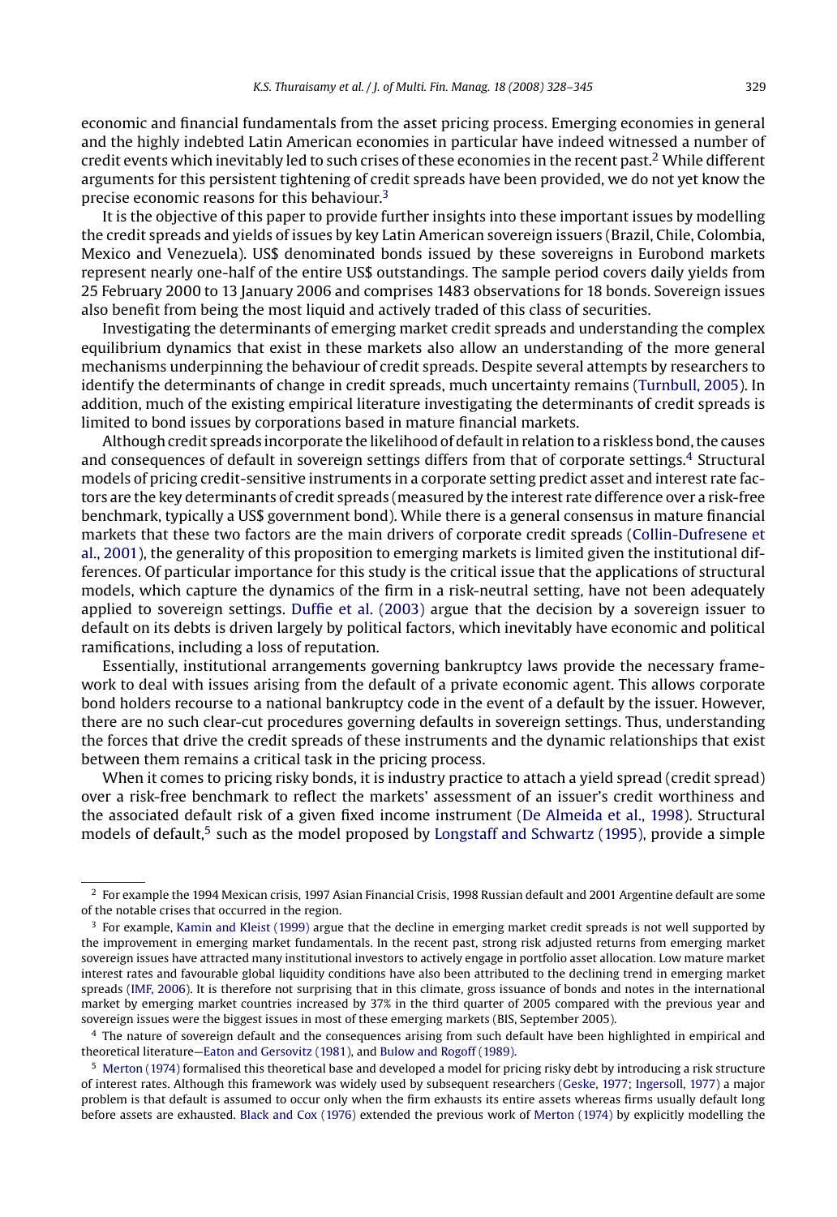economic and financial fundamentals from the asset pricing process. Emerging economies in general and the highly indebted Latin American economies in particular have indeed witnessed a number of credit events which inevitably led to such crises of these economies in the recent past.[2] While different arguments for this persistent tightening of credit spreads have been provided, we do not yet know the precise economic reasons for this behaviour.[3]

It is the objective of this paper to provide further insights into these important issues by modelling the credit spreads and yields of issues by key Latin American sovereign issuers (Brazil, Chile, Colombia, Mexico and Venezuela). US$ denominated bonds issued by these sovereigns in Eurobond markets represent nearly one-half of the entire US$ outstandings. The sample period covers daily yields from 25 February 2000 to 13 January 2006 and comprises 1483 observations for 18 bonds. Sovereign issues also benefit from being the most liquid and actively traded of this class of securities.

Investigating the determinants of emerging market credit spreads and understanding the complex equilibrium dynamics that exist in these markets also allow an understanding of the more general mechanisms underpinning the behaviour of credit spreads. Despite several attempts by researchers to identify the determinants of change in credit spreads, much uncertainty remains (Turnbull, 2005). In addition, much of the existing empirical literature investigating the determinants of credit spreads is limited to bond issues by corporations based in mature financial markets.

Although credit spreads incorporate the likelihood of default in relation to a riskless bond, the causes and consequences of default in sovereign settings differs from that of corporate settings.[4] Structural models of pricing credit-sensitive instruments in a corporate setting predict asset and interest rate factors are the key determinants of credit spreads (measured by the interest rate difference over a risk-free benchmark, typically a US$ government bond). While there is a general consensus in mature financial markets that these two factors are the main drivers of corporate credit spreads (Collin-Dufresene et al., 2001), the generality of this proposition to emerging markets is limited given the institutional differences. Of particular importance for this study is the critical issue that the applications of structural models, which capture the dynamics of the firm in a risk-neutral setting, have not been adequately applied to sovereign settings. Duffie et al. (2003) argue that the decision by a sovereign issuer to default on its debts is driven largely by political factors, which inevitably have economic and political ramifications, including a loss of reputation.

Essentially, institutional arrangements governing bankruptcy laws provide the necessary framework to deal with issues arising from the default of a private economic agent. This allows corporate bond holders recourse to a national bankruptcy code in the event of a default by the issuer. However, there are no such clear-cut procedures governing defaults in sovereign settings. Thus, understanding the forces that drive the credit spreads of these instruments and the dynamic relationships that exist between them remains a critical task in the pricing process.

When it comes to pricing risky bonds, it is industry practice to attach a yield spread (credit spread) over a risk-free benchmark to reflect the markets' assessment of an issuer's credit worthiness and the associated default risk of a given fixed income instrument (De Almeida et al., 1998). Structural models of default,[5] such as the model proposed by Longstaff and Schwartz (1995), provide a simple

---

[2] For example the 1994 Mexican crisis, 1997 Asian Financial Crisis, 1998 Russian default and 2001 Argentine default are some of the notable crises that occurred in the region.

[3] For example, Kamin and Kleist (1999) argue that the decline in emerging market credit spreads is not well supported by the improvement in emerging market fundamentals. In the recent past, strong risk adjusted returns from emerging market sovereign issues have attracted many institutional investors to actively engage in portfolio asset allocation. Low mature market interest rates and favourable global liquidity conditions have also been attributed to the declining trend in emerging market spreads (IMF, 2006). It is therefore not surprising that in this climate, gross issuance of bonds and notes in the international market by emerging market countries increased by 37% in the third quarter of 2005 compared with the previous year and sovereign issues were the biggest issues in most of these emerging markets (BIS, September 2005).

[4] The nature of sovereign default and the consequences arising from such default have been highlighted in empirical and theoretical literature—Eaton and Gersovitz (1981), and Bulow and Rogoff (1989).

[5] Merton (1974) formalised this theoretical base and developed a model for pricing risky debt by introducing a risk structure of interest rates. Although this framework was widely used by subsequent researchers (Geske, 1977; Ingersoll, 1977) a major problem is that default is assumed to occur only when the firm exhausts its entire assets whereas firms usually default long before assets are exhausted. Black and Cox (1976) extended the previous work of Merton (1974) by explicitly modelling the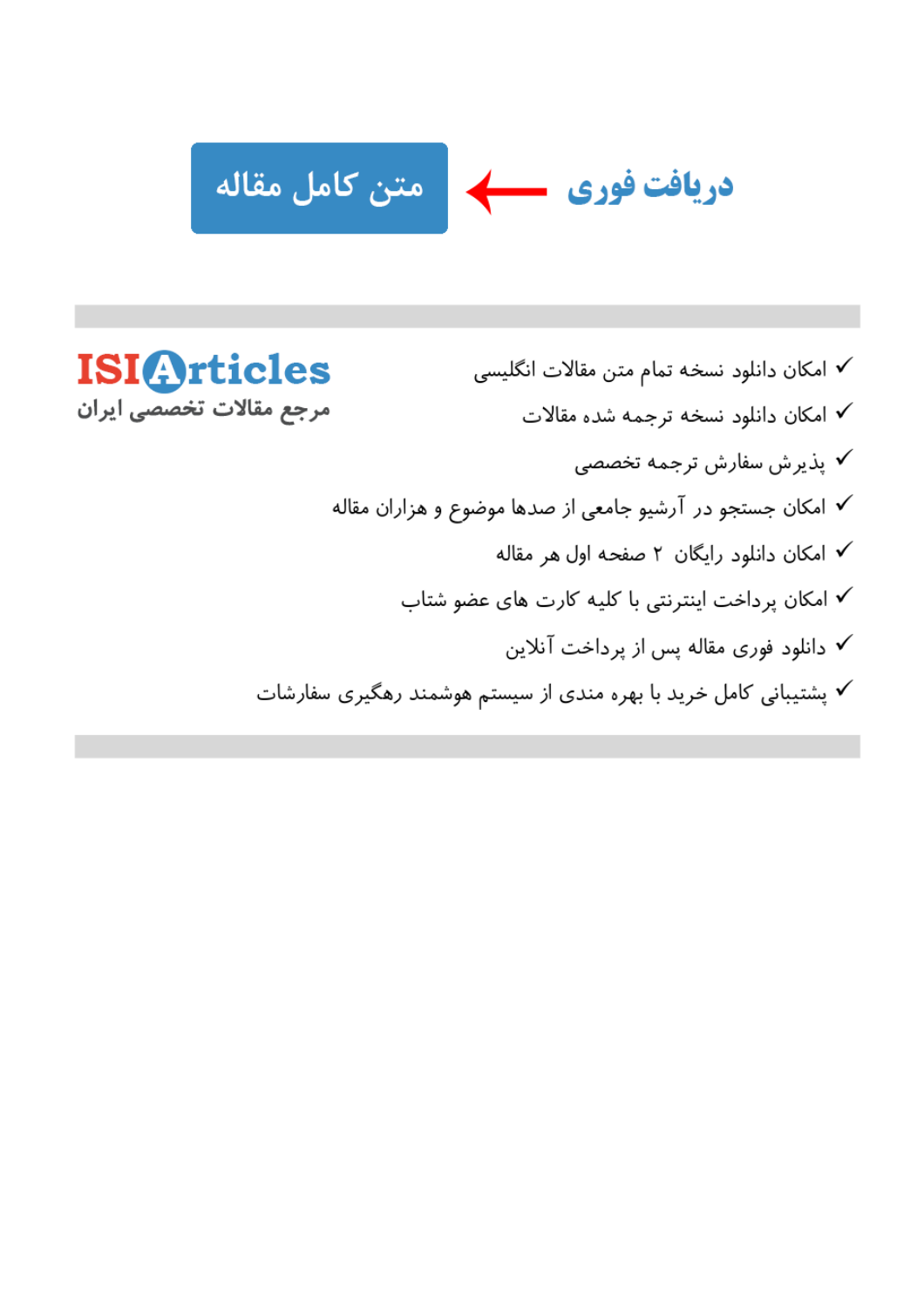دریافت فوری ← متن کامل مقاله

ISIArticles

مرجع مقالات تخصصی ایران

- ✓ امکان دانلود نسخه تمام متن مقالات انگلیسی
- ✓ امکان دانلود نسخه ترجمه شده مقالات
- ✓ پذیرش سفارش ترجمه تخصصی
- ✓ امکان جستجو در آرشیو جامعی از صدها موضوع و هزاران مقاله
- ✓ امکان دانلود رایگان ۲ صفحه اول هر مقاله
- ✓ امکان پرداخت اینترنتی با کلیه کارت های عضو شتاب
- ✓ دانلود فوری مقاله پس از پرداخت آنلاین
- ✓ پشتیبانی کامل خرید با بهره مندی از سیستم هوشمند رهگیری سفارشات